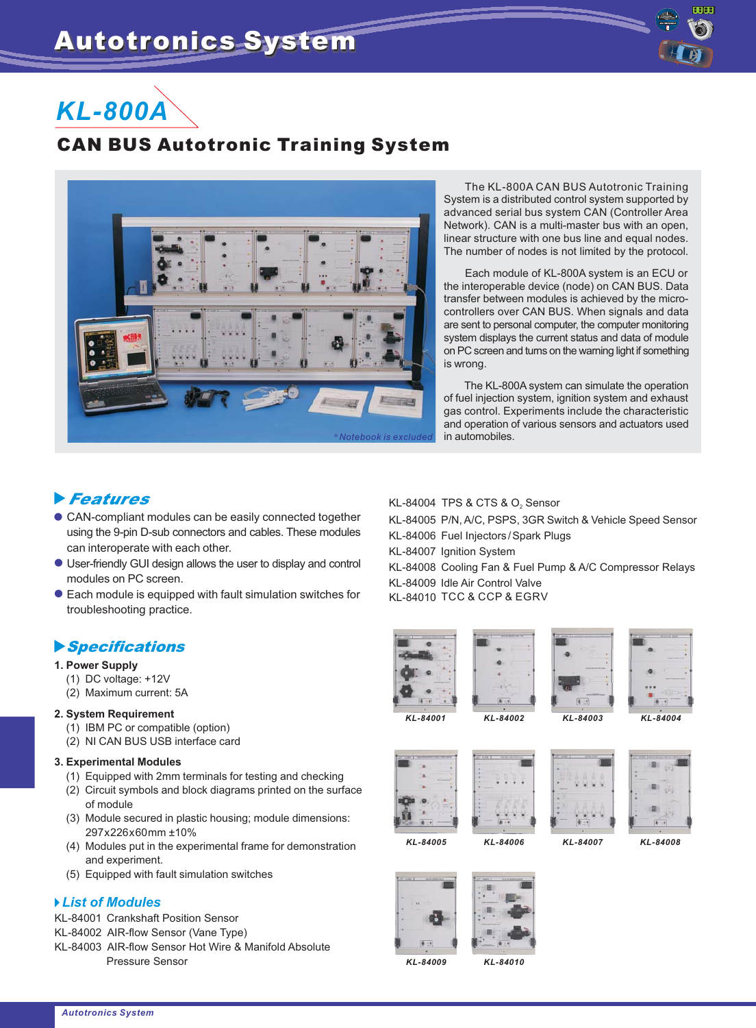# Autotronics System

## KL-800A

## CAN BUS Autotronic Training System

*Notebook is excluded

The KL-800A CAN BUS Autotronic Training System is a distributed control system supported by advanced serial bus system CAN (Controller Area Network). CAN is a multi-master bus with an open, linear structure with one bus line and equal nodes. The number of nodes is not limited by the protocol.

Each module of KL-800A system is an ECU or the interoperable device (node) on CAN BUS. Data transfer between modules is achieved by the micro-controllers over CAN BUS. When signals and data are sent to personal computer, the computer monitoring system displays the current status and data of module on PC screen and turns on the warning light if something is wrong.

The KL-800A system can simulate the operation of fuel injection system, ignition system and exhaust gas control. Experiments include the characteristic and operation of various sensors and actuators used in automobiles.

### Features

- CAN-compliant modules can be easily connected together using the 9-pin D-sub connectors and cables. These modules can interoperate with each other.
- User-friendly GUI design allows the user to display and control modules on PC screen.
- Each module is equipped with fault simulation switches for troubleshooting practice.

### Specifications

**1. Power Supply**

(1) DC voltage: +12V
(2) Maximum current: 5A

**2. System Requirement**

(1) IBM PC or compatible (option)
(2) NI CAN BUS USB interface card

**3. Experimental Modules**

(1) Equipped with 2mm terminals for testing and checking
(2) Circuit symbols and block diagrams printed on the surface of module
(3) Module secured in plastic housing; module dimensions: 297x226x60mm ±10%
(4) Modules put in the experimental frame for demonstration and experiment.
(5) Equipped with fault simulation switches

### List of Modules

KL-84001 Crankshaft Position Sensor
KL-84002 AIR-flow Sensor (Vane Type)
KL-84003 AIR-flow Sensor Hot Wire & Manifold Absolute Pressure Sensor
KL-84004 TPS & CTS & $O_2$ Sensor
KL-84005 P/N, A/C, PSPS, 3GR Switch & Vehicle Speed Sensor
KL-84006 Fuel Injectors / Spark Plugs
KL-84007 Ignition System
KL-84008 Cooling Fan & Fuel Pump & A/C Compressor Relays
KL-84009 Idle Air Control Valve
KL-84010 TCC & CCP & EGRV

KL-84001 KL-84002 KL-84003 KL-84004

KL-84005 KL-84006 KL-84007 KL-84008

KL-84009 KL-84010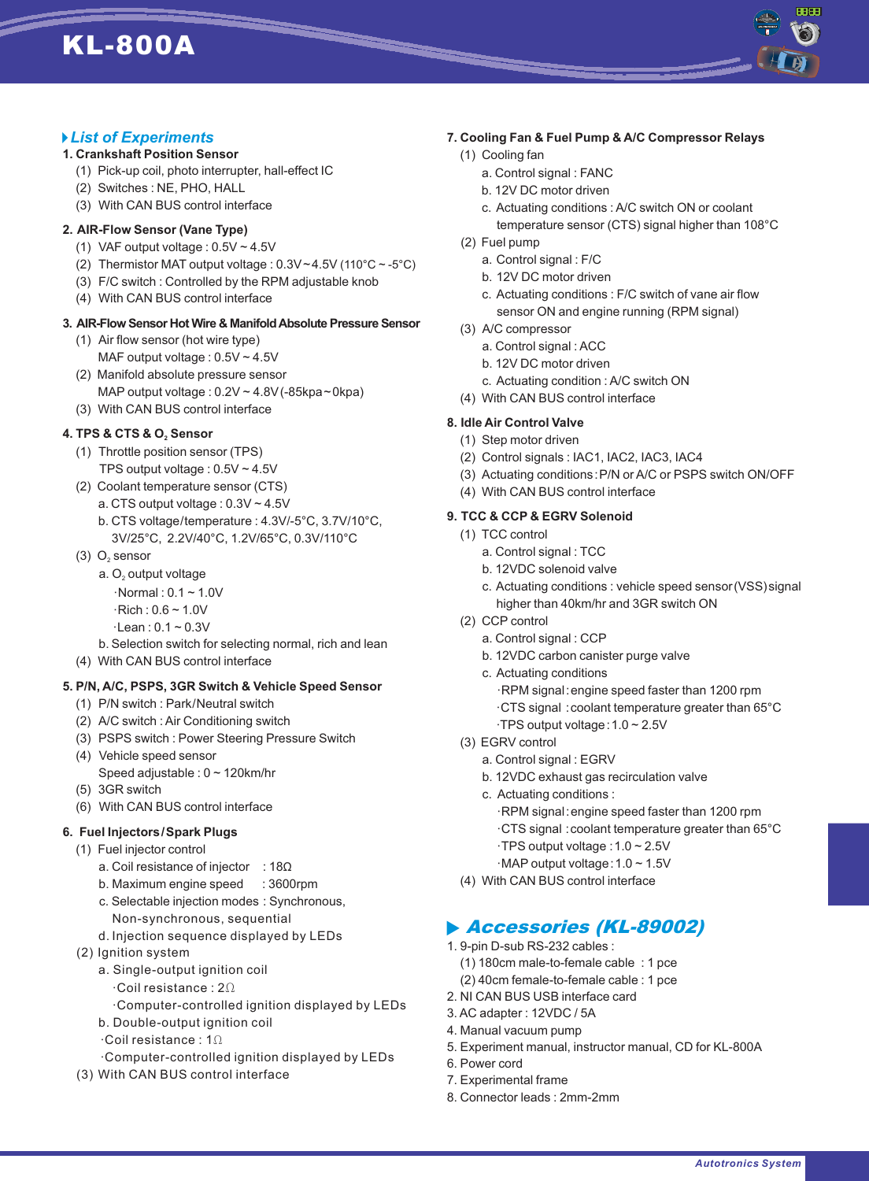# KL-800A

## List of Experiments

### 1. Crankshaft Position Sensor

(1) Pick-up coil, photo interrupter, hall-effect IC
(2) Switches : NE, PHO, HALL
(3) With CAN BUS control interface

### 2. AIR-Flow Sensor (Vane Type)

(1) VAF output voltage : 0.5V ~ 4.5V
(2) Thermistor MAT output voltage : 0.3V ~ 4.5V (110°C ~ -5°C)
(3) F/C switch : Controlled by the RPM adjustable knob
(4) With CAN BUS control interface

### 3. AIR-Flow Sensor Hot Wire & Manifold Absolute Pressure Sensor

(1) Air flow sensor (hot wire type)
MAF output voltage : 0.5V ~ 4.5V
(2) Manifold absolute pressure sensor
MAP output voltage : 0.2V ~ 4.8V (-85kpa ~ 0kpa)
(3) With CAN BUS control interface

### 4. TPS & CTS & $O_2$ Sensor

(1) Throttle position sensor (TPS)
TPS output voltage : 0.5V ~ 4.5V
(2) Coolant temperature sensor (CTS)
a. CTS output voltage : 0.3V ~ 4.5V
b. CTS voltage/temperature : 4.3V/-5°C, 3.7V/10°C, 3V/25°C, 2.2V/40°C, 1.2V/65°C, 0.3V/110°C
(3) $O_2$ sensor
a. $O_2$ output voltage
·Normal : 0.1 ~ 1.0V
·Rich : 0.6 ~ 1.0V
·Lean : 0.1 ~ 0.3V
b. Selection switch for selecting normal, rich and lean
(4) With CAN BUS control interface

### 5. P/N, A/C, PSPS, 3GR Switch & Vehicle Speed Sensor

(1) P/N switch : Park/Neutral switch
(2) A/C switch : Air Conditioning switch
(3) PSPS switch : Power Steering Pressure Switch
(4) Vehicle speed sensor
Speed adjustable : 0 ~ 120km/hr
(5) 3GR switch
(6) With CAN BUS control interface

### 6. Fuel Injectors/Spark Plugs

(1) Fuel injector control
a. Coil resistance of injector : 18Ω
b. Maximum engine speed : 3600rpm
c. Selectable injection modes : Synchronous, Non-synchronous, sequential
d. Injection sequence displayed by LEDs
(2) Ignition system
a. Single-output ignition coil
·Coil resistance : 2Ω
·Computer-controlled ignition displayed by LEDs
b. Double-output ignition coil
·Coil resistance : 1Ω
·Computer-controlled ignition displayed by LEDs
(3) With CAN BUS control interface

### 7. Cooling Fan & Fuel Pump & A/C Compressor Relays

(1) Cooling fan
a. Control signal : FANC
b. 12V DC motor driven
c. Actuating conditions : A/C switch ON or coolant temperature sensor (CTS) signal higher than 108°C
(2) Fuel pump
a. Control signal : F/C
b. 12V DC motor driven
c. Actuating conditions : F/C switch of vane air flow sensor ON and engine running (RPM signal)
(3) A/C compressor
a. Control signal : ACC
b. 12V DC motor driven
c. Actuating condition : A/C switch ON
(4) With CAN BUS control interface

### 8. Idle Air Control Valve

(1) Step motor driven
(2) Control signals : IAC1, IAC2, IAC3, IAC4
(3) Actuating conditions : P/N or A/C or PSPS switch ON/OFF
(4) With CAN BUS control interface

### 9. TCC & CCP & EGRV Solenoid

(1) TCC control
a. Control signal : TCC
b. 12VDC solenoid valve
c. Actuating conditions : vehicle speed sensor (VSS) signal higher than 40km/hr and 3GR switch ON
(2) CCP control
a. Control signal : CCP
b. 12VDC carbon canister purge valve
c. Actuating conditions
·RPM signal : engine speed faster than 1200 rpm
·CTS signal : coolant temperature greater than 65°C
·TPS output voltage : 1.0 ~ 2.5V
(3) EGRV control
a. Control signal : EGRV
b. 12VDC exhaust gas recirculation valve
c. Actuating conditions :
·RPM signal : engine speed faster than 1200 rpm
·CTS signal : coolant temperature greater than 65°C
·TPS output voltage : 1.0 ~ 2.5V
·MAP output voltage : 1.0 ~ 1.5V
(4) With CAN BUS control interface

## Accessories (KL-89002)

1. 9-pin D-sub RS-232 cables :
(1) 180cm male-to-female cable : 1 pce
(2) 40cm female-to-female cable : 1 pce
2. NI CAN BUS USB interface card
3. AC adapter : 12VDC / 5A
4. Manual vacuum pump
5. Experiment manual, instructor manual, CD for KL-800A
6. Power cord
7. Experimental frame
8. Connector leads : 2mm-2mm